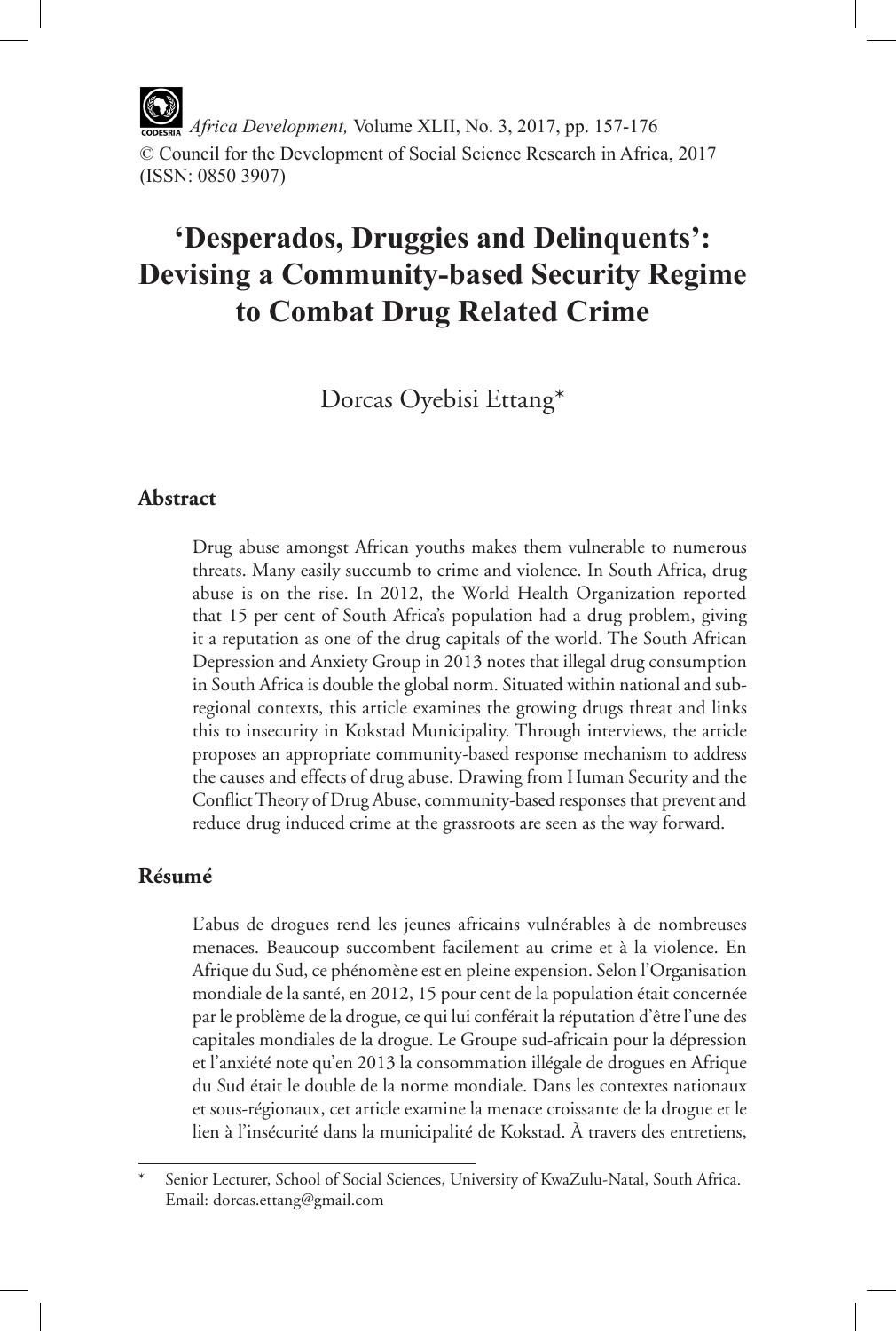*Africa Development,* Volume XLII, No. 3, 2017, pp. 157-176
© Council for the Development of Social Science Research in Africa, 2017
(ISSN: 0850 3907)

# 'Desperados, Druggies and Delinquents': Devising a Community-based Security Regime to Combat Drug Related Crime

Dorcas Oyebisi Ettang*

## Abstract

Drug abuse amongst African youths makes them vulnerable to numerous threats. Many easily succumb to crime and violence. In South Africa, drug abuse is on the rise. In 2012, the World Health Organization reported that 15 per cent of South Africa's population had a drug problem, giving it a reputation as one of the drug capitals of the world. The South African Depression and Anxiety Group in 2013 notes that illegal drug consumption in South Africa is double the global norm. Situated within national and sub-regional contexts, this article examines the growing drugs threat and links this to insecurity in Kokstad Municipality. Through interviews, the article proposes an appropriate community-based response mechanism to address the causes and effects of drug abuse. Drawing from Human Security and the Conflict Theory of Drug Abuse, community-based responses that prevent and reduce drug induced crime at the grassroots are seen as the way forward.

## Résumé

L'abus de drogues rend les jeunes africains vulnérables à de nombreuses menaces. Beaucoup succombent facilement au crime et à la violence. En Afrique du Sud, ce phénomène est en pleine expension. Selon l'Organisation mondiale de la santé, en 2012, 15 pour cent de la population était concernée par le problème de la drogue, ce qui lui conférait la réputation d'être l'une des capitales mondiales de la drogue. Le Groupe sud-africain pour la dépression et l'anxiété note qu'en 2013 la consommation illégale de drogues en Afrique du Sud était le double de la norme mondiale. Dans les contextes nationaux et sous-régionaux, cet article examine la menace croissante de la drogue et le lien à l'insécurité dans la municipalité de Kokstad. À travers des entretiens,

---

\* Senior Lecturer, School of Social Sciences, University of KwaZulu-Natal, South Africa. Email: dorcas.ettang@gmail.com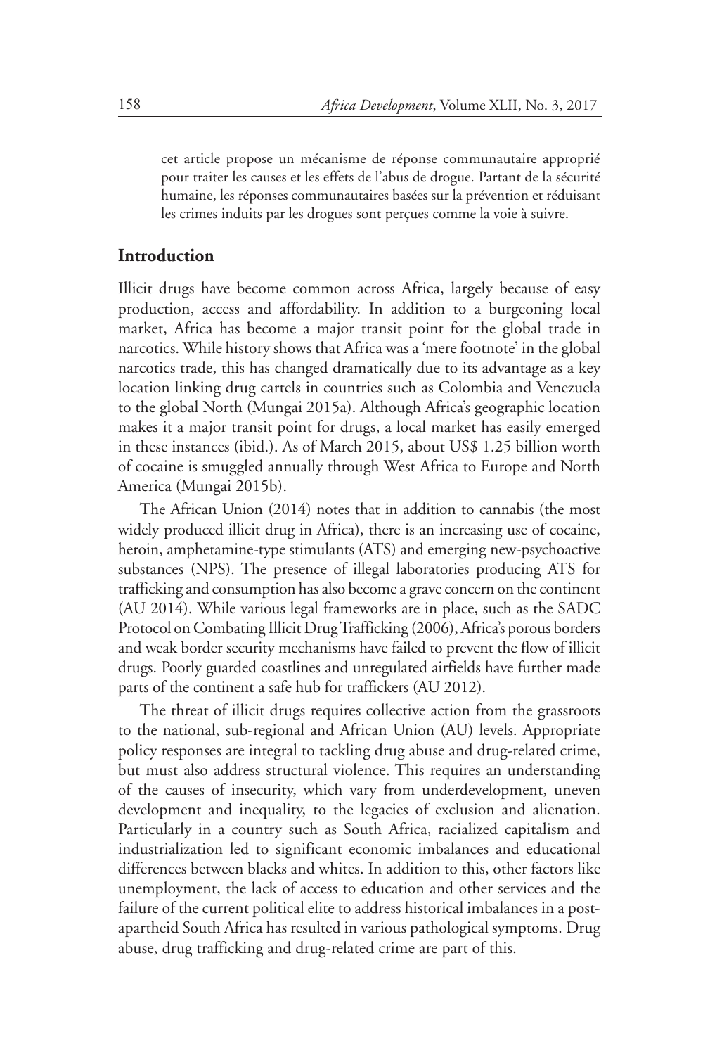cet article propose un mécanisme de réponse communautaire approprié pour traiter les causes et les effets de l'abus de drogue. Partant de la sécurité humaine, les réponses communautaires basées sur la prévention et réduisant les crimes induits par les drogues sont perçues comme la voie à suivre.

## Introduction

Illicit drugs have become common across Africa, largely because of easy production, access and affordability. In addition to a burgeoning local market, Africa has become a major transit point for the global trade in narcotics. While history shows that Africa was a 'mere footnote' in the global narcotics trade, this has changed dramatically due to its advantage as a key location linking drug cartels in countries such as Colombia and Venezuela to the global North (Mungai 2015a). Although Africa's geographic location makes it a major transit point for drugs, a local market has easily emerged in these instances (ibid.). As of March 2015, about US$ 1.25 billion worth of cocaine is smuggled annually through West Africa to Europe and North America (Mungai 2015b).

The African Union (2014) notes that in addition to cannabis (the most widely produced illicit drug in Africa), there is an increasing use of cocaine, heroin, amphetamine-type stimulants (ATS) and emerging new-psychoactive substances (NPS). The presence of illegal laboratories producing ATS for trafficking and consumption has also become a grave concern on the continent (AU 2014). While various legal frameworks are in place, such as the SADC Protocol on Combating Illicit Drug Trafficking (2006), Africa's porous borders and weak border security mechanisms have failed to prevent the flow of illicit drugs. Poorly guarded coastlines and unregulated airfields have further made parts of the continent a safe hub for traffickers (AU 2012).

The threat of illicit drugs requires collective action from the grassroots to the national, sub-regional and African Union (AU) levels. Appropriate policy responses are integral to tackling drug abuse and drug-related crime, but must also address structural violence. This requires an understanding of the causes of insecurity, which vary from underdevelopment, uneven development and inequality, to the legacies of exclusion and alienation. Particularly in a country such as South Africa, racialized capitalism and industrialization led to significant economic imbalances and educational differences between blacks and whites. In addition to this, other factors like unemployment, the lack of access to education and other services and the failure of the current political elite to address historical imbalances in a post-apartheid South Africa has resulted in various pathological symptoms. Drug abuse, drug trafficking and drug-related crime are part of this.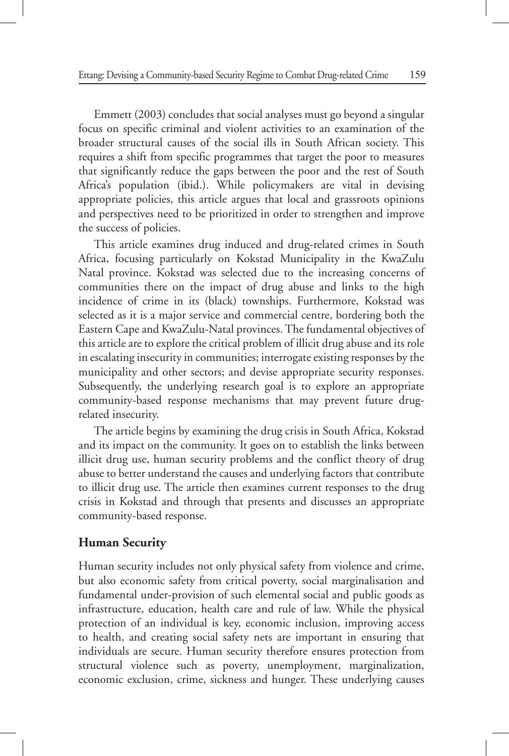Emmett (2003) concludes that social analyses must go beyond a singular focus on specific criminal and violent activities to an examination of the broader structural causes of the social ills in South African society. This requires a shift from specific programmes that target the poor to measures that significantly reduce the gaps between the poor and the rest of South Africa's population (ibid.). While policymakers are vital in devising appropriate policies, this article argues that local and grassroots opinions and perspectives need to be prioritized in order to strengthen and improve the success of policies.

This article examines drug induced and drug-related crimes in South Africa, focusing particularly on Kokstad Municipality in the KwaZulu Natal province. Kokstad was selected due to the increasing concerns of communities there on the impact of drug abuse and links to the high incidence of crime in its (black) townships. Furthermore, Kokstad was selected as it is a major service and commercial centre, bordering both the Eastern Cape and KwaZulu-Natal provinces. The fundamental objectives of this article are to explore the critical problem of illicit drug abuse and its role in escalating insecurity in communities; interrogate existing responses by the municipality and other sectors; and devise appropriate security responses. Subsequently, the underlying research goal is to explore an appropriate community-based response mechanisms that may prevent future drug-related insecurity.

The article begins by examining the drug crisis in South Africa, Kokstad and its impact on the community. It goes on to establish the links between illicit drug use, human security problems and the conflict theory of drug abuse to better understand the causes and underlying factors that contribute to illicit drug use. The article then examines current responses to the drug crisis in Kokstad and through that presents and discusses an appropriate community-based response.

## Human Security

Human security includes not only physical safety from violence and crime, but also economic safety from critical poverty, social marginalisation and fundamental under-provision of such elemental social and public goods as infrastructure, education, health care and rule of law. While the physical protection of an individual is key, economic inclusion, improving access to health, and creating social safety nets are important in ensuring that individuals are secure. Human security therefore ensures protection from structural violence such as poverty, unemployment, marginalization, economic exclusion, crime, sickness and hunger. These underlying causes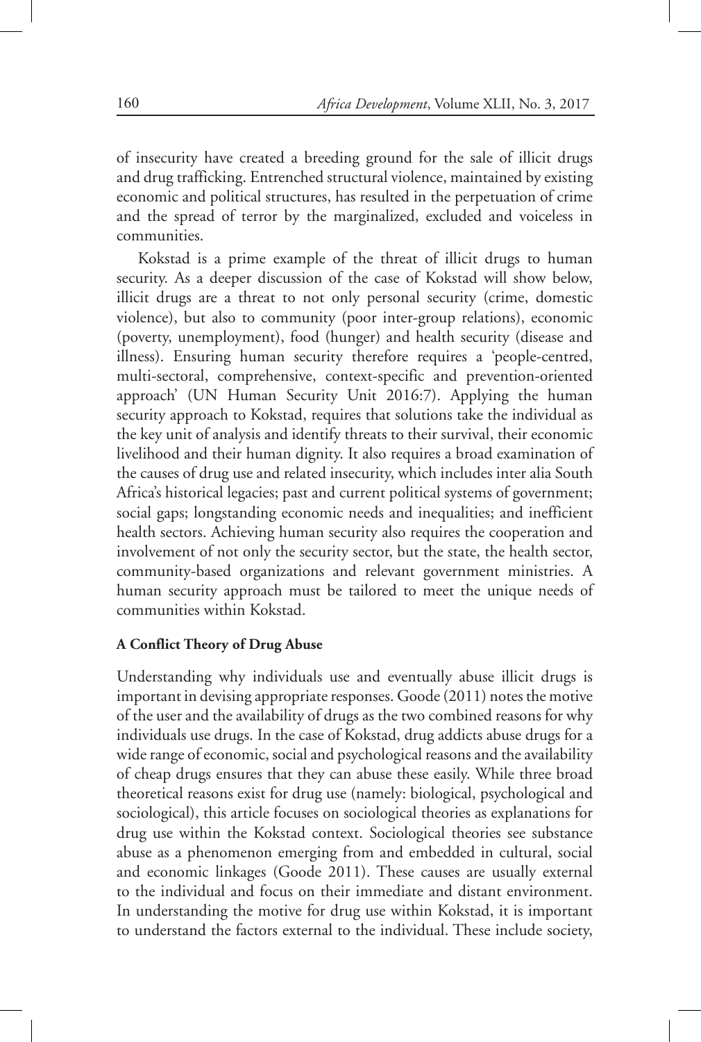of insecurity have created a breeding ground for the sale of illicit drugs and drug trafficking. Entrenched structural violence, maintained by existing economic and political structures, has resulted in the perpetuation of crime and the spread of terror by the marginalized, excluded and voiceless in communities.

Kokstad is a prime example of the threat of illicit drugs to human security. As a deeper discussion of the case of Kokstad will show below, illicit drugs are a threat to not only personal security (crime, domestic violence), but also to community (poor inter-group relations), economic (poverty, unemployment), food (hunger) and health security (disease and illness). Ensuring human security therefore requires a 'people-centred, multi-sectoral, comprehensive, context-specific and prevention-oriented approach' (UN Human Security Unit 2016:7). Applying the human security approach to Kokstad, requires that solutions take the individual as the key unit of analysis and identify threats to their survival, their economic livelihood and their human dignity. It also requires a broad examination of the causes of drug use and related insecurity, which includes inter alia South Africa's historical legacies; past and current political systems of government; social gaps; longstanding economic needs and inequalities; and inefficient health sectors. Achieving human security also requires the cooperation and involvement of not only the security sector, but the state, the health sector, community-based organizations and relevant government ministries. A human security approach must be tailored to meet the unique needs of communities within Kokstad.

**A Conflict Theory of Drug Abuse**

Understanding why individuals use and eventually abuse illicit drugs is important in devising appropriate responses. Goode (2011) notes the motive of the user and the availability of drugs as the two combined reasons for why individuals use drugs. In the case of Kokstad, drug addicts abuse drugs for a wide range of economic, social and psychological reasons and the availability of cheap drugs ensures that they can abuse these easily. While three broad theoretical reasons exist for drug use (namely: biological, psychological and sociological), this article focuses on sociological theories as explanations for drug use within the Kokstad context. Sociological theories see substance abuse as a phenomenon emerging from and embedded in cultural, social and economic linkages (Goode 2011). These causes are usually external to the individual and focus on their immediate and distant environment. In understanding the motive for drug use within Kokstad, it is important to understand the factors external to the individual. These include society,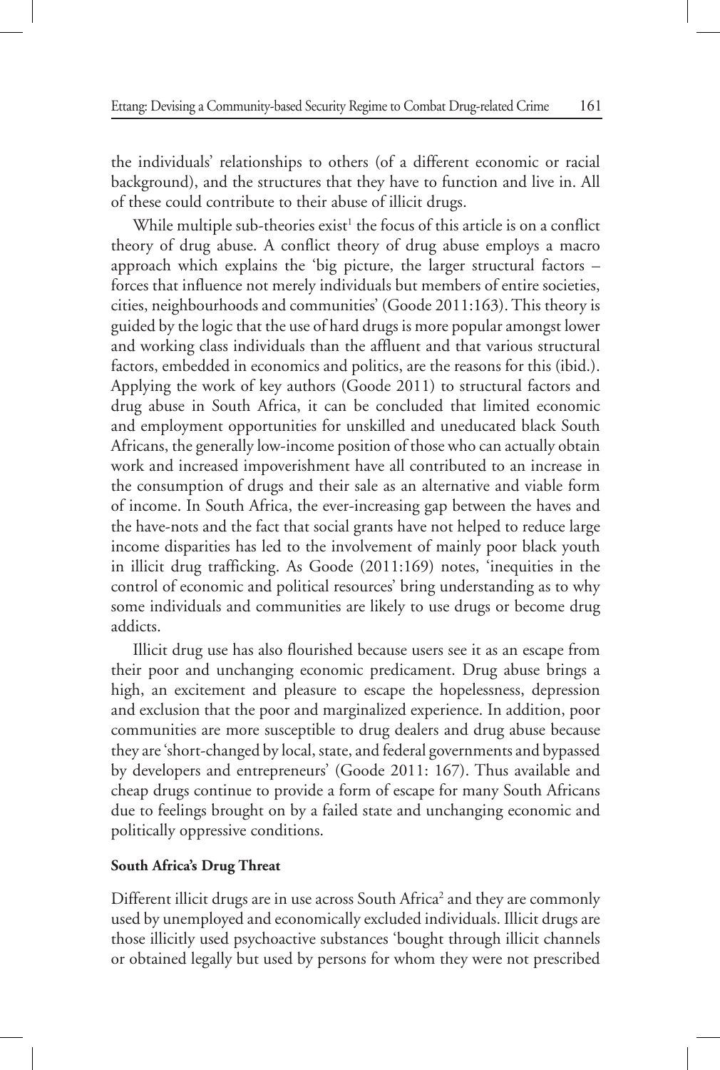the individuals' relationships to others (of a different economic or racial background), and the structures that they have to function and live in. All of these could contribute to their abuse of illicit drugs.

While multiple sub-theories exist[1] the focus of this article is on a conflict theory of drug abuse. A conflict theory of drug abuse employs a macro approach which explains the 'big picture, the larger structural factors – forces that influence not merely individuals but members of entire societies, cities, neighbourhoods and communities' (Goode 2011:163). This theory is guided by the logic that the use of hard drugs is more popular amongst lower and working class individuals than the affluent and that various structural factors, embedded in economics and politics, are the reasons for this (ibid.). Applying the work of key authors (Goode 2011) to structural factors and drug abuse in South Africa, it can be concluded that limited economic and employment opportunities for unskilled and uneducated black South Africans, the generally low-income position of those who can actually obtain work and increased impoverishment have all contributed to an increase in the consumption of drugs and their sale as an alternative and viable form of income. In South Africa, the ever-increasing gap between the haves and the have-nots and the fact that social grants have not helped to reduce large income disparities has led to the involvement of mainly poor black youth in illicit drug trafficking. As Goode (2011:169) notes, 'inequities in the control of economic and political resources' bring understanding as to why some individuals and communities are likely to use drugs or become drug addicts.

Illicit drug use has also flourished because users see it as an escape from their poor and unchanging economic predicament. Drug abuse brings a high, an excitement and pleasure to escape the hopelessness, depression and exclusion that the poor and marginalized experience. In addition, poor communities are more susceptible to drug dealers and drug abuse because they are 'short-changed by local, state, and federal governments and bypassed by developers and entrepreneurs' (Goode 2011: 167). Thus available and cheap drugs continue to provide a form of escape for many South Africans due to feelings brought on by a failed state and unchanging economic and politically oppressive conditions.

**South Africa's Drug Threat**

Different illicit drugs are in use across South Africa[2] and they are commonly used by unemployed and economically excluded individuals. Illicit drugs are those illicitly used psychoactive substances 'bought through illicit channels or obtained legally but used by persons for whom they were not prescribed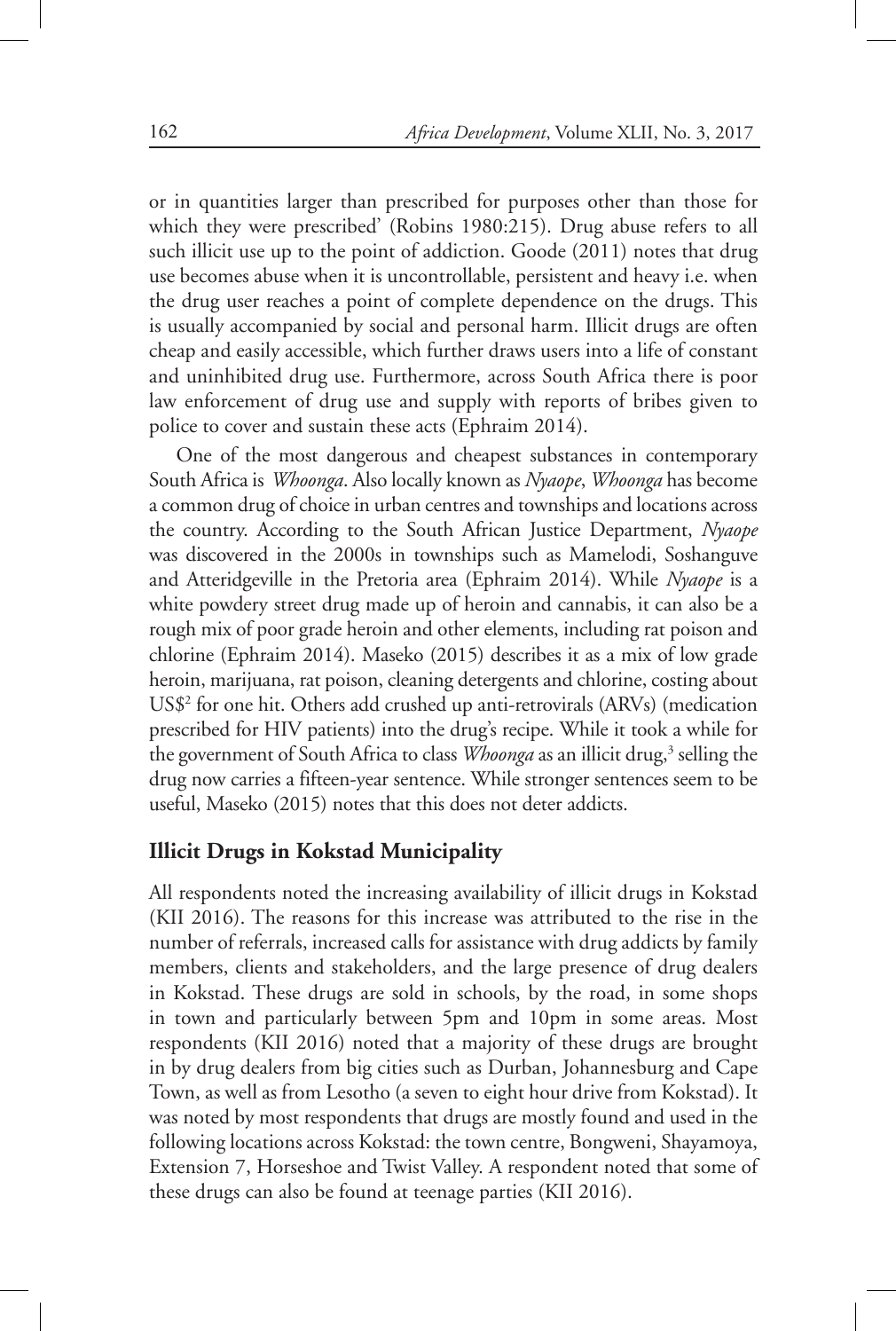or in quantities larger than prescribed for purposes other than those for which they were prescribed' (Robins 1980:215). Drug abuse refers to all such illicit use up to the point of addiction. Goode (2011) notes that drug use becomes abuse when it is uncontrollable, persistent and heavy i.e. when the drug user reaches a point of complete dependence on the drugs. This is usually accompanied by social and personal harm. Illicit drugs are often cheap and easily accessible, which further draws users into a life of constant and uninhibited drug use. Furthermore, across South Africa there is poor law enforcement of drug use and supply with reports of bribes given to police to cover and sustain these acts (Ephraim 2014).

One of the most dangerous and cheapest substances in contemporary South Africa is *Whoonga*. Also locally known as *Nyaope*, *Whoonga* has become a common drug of choice in urban centres and townships and locations across the country. According to the South African Justice Department, *Nyaope* was discovered in the 2000s in townships such as Mamelodi, Soshanguve and Atteridgeville in the Pretoria area (Ephraim 2014). While *Nyaope* is a white powdery street drug made up of heroin and cannabis, it can also be a rough mix of poor grade heroin and other elements, including rat poison and chlorine (Ephraim 2014). Maseko (2015) describes it as a mix of low grade heroin, marijuana, rat poison, cleaning detergents and chlorine, costing about US$[2] for one hit. Others add crushed up anti-retrovirals (ARVs) (medication prescribed for HIV patients) into the drug's recipe. While it took a while for the government of South Africa to class *Whoonga* as an illicit drug,[3] selling the drug now carries a fifteen-year sentence. While stronger sentences seem to be useful, Maseko (2015) notes that this does not deter addicts.

## Illicit Drugs in Kokstad Municipality

All respondents noted the increasing availability of illicit drugs in Kokstad (KII 2016). The reasons for this increase was attributed to the rise in the number of referrals, increased calls for assistance with drug addicts by family members, clients and stakeholders, and the large presence of drug dealers in Kokstad. These drugs are sold in schools, by the road, in some shops in town and particularly between 5pm and 10pm in some areas. Most respondents (KII 2016) noted that a majority of these drugs are brought in by drug dealers from big cities such as Durban, Johannesburg and Cape Town, as well as from Lesotho (a seven to eight hour drive from Kokstad). It was noted by most respondents that drugs are mostly found and used in the following locations across Kokstad: the town centre, Bongweni, Shayamoya, Extension 7, Horseshoe and Twist Valley. A respondent noted that some of these drugs can also be found at teenage parties (KII 2016).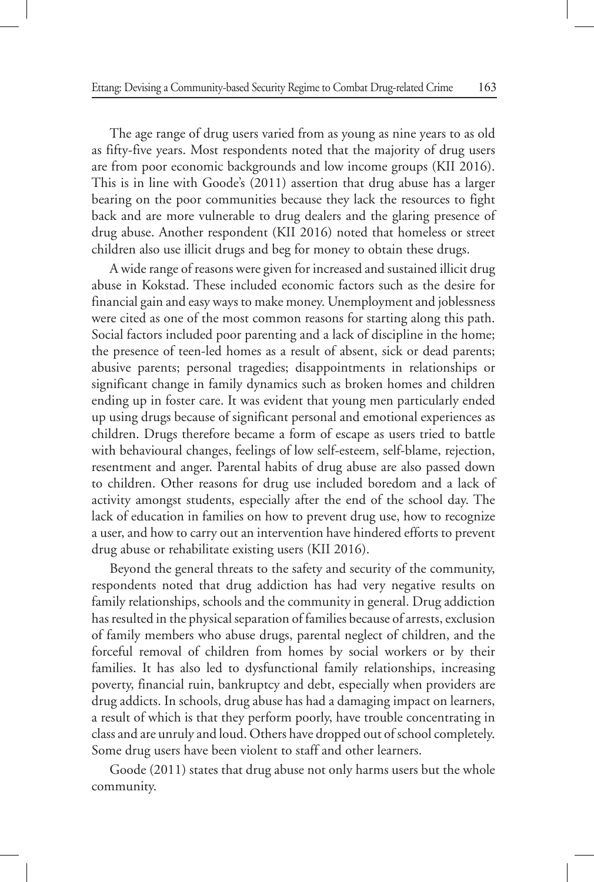The age range of drug users varied from as young as nine years to as old as fifty-five years. Most respondents noted that the majority of drug users are from poor economic backgrounds and low income groups (KII 2016). This is in line with Goode's (2011) assertion that drug abuse has a larger bearing on the poor communities because they lack the resources to fight back and are more vulnerable to drug dealers and the glaring presence of drug abuse. Another respondent (KII 2016) noted that homeless or street children also use illicit drugs and beg for money to obtain these drugs.

A wide range of reasons were given for increased and sustained illicit drug abuse in Kokstad. These included economic factors such as the desire for financial gain and easy ways to make money. Unemployment and joblessness were cited as one of the most common reasons for starting along this path. Social factors included poor parenting and a lack of discipline in the home; the presence of teen-led homes as a result of absent, sick or dead parents; abusive parents; personal tragedies; disappointments in relationships or significant change in family dynamics such as broken homes and children ending up in foster care. It was evident that young men particularly ended up using drugs because of significant personal and emotional experiences as children. Drugs therefore became a form of escape as users tried to battle with behavioural changes, feelings of low self-esteem, self-blame, rejection, resentment and anger. Parental habits of drug abuse are also passed down to children. Other reasons for drug use included boredom and a lack of activity amongst students, especially after the end of the school day. The lack of education in families on how to prevent drug use, how to recognize a user, and how to carry out an intervention have hindered efforts to prevent drug abuse or rehabilitate existing users (KII 2016).

Beyond the general threats to the safety and security of the community, respondents noted that drug addiction has had very negative results on family relationships, schools and the community in general. Drug addiction has resulted in the physical separation of families because of arrests, exclusion of family members who abuse drugs, parental neglect of children, and the forceful removal of children from homes by social workers or by their families. It has also led to dysfunctional family relationships, increasing poverty, financial ruin, bankruptcy and debt, especially when providers are drug addicts. In schools, drug abuse has had a damaging impact on learners, a result of which is that they perform poorly, have trouble concentrating in class and are unruly and loud. Others have dropped out of school completely. Some drug users have been violent to staff and other learners.

Goode (2011) states that drug abuse not only harms users but the whole community.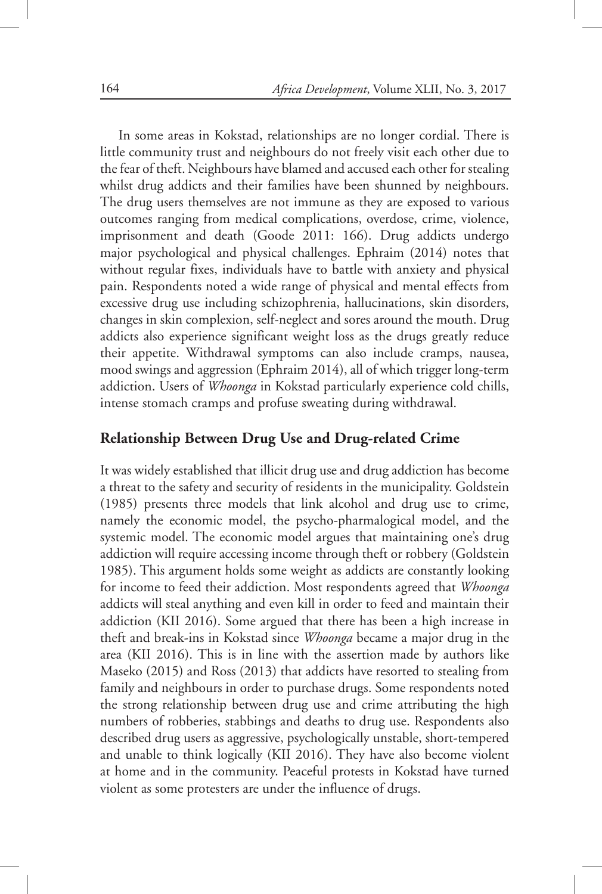In some areas in Kokstad, relationships are no longer cordial. There is little community trust and neighbours do not freely visit each other due to the fear of theft. Neighbours have blamed and accused each other for stealing whilst drug addicts and their families have been shunned by neighbours. The drug users themselves are not immune as they are exposed to various outcomes ranging from medical complications, overdose, crime, violence, imprisonment and death (Goode 2011: 166). Drug addicts undergo major psychological and physical challenges. Ephraim (2014) notes that without regular fixes, individuals have to battle with anxiety and physical pain. Respondents noted a wide range of physical and mental effects from excessive drug use including schizophrenia, hallucinations, skin disorders, changes in skin complexion, self-neglect and sores around the mouth. Drug addicts also experience significant weight loss as the drugs greatly reduce their appetite. Withdrawal symptoms can also include cramps, nausea, mood swings and aggression (Ephraim 2014), all of which trigger long-term addiction. Users of *Whoonga* in Kokstad particularly experience cold chills, intense stomach cramps and profuse sweating during withdrawal.

## Relationship Between Drug Use and Drug-related Crime

It was widely established that illicit drug use and drug addiction has become a threat to the safety and security of residents in the municipality. Goldstein (1985) presents three models that link alcohol and drug use to crime, namely the economic model, the psycho-pharmalogical model, and the systemic model. The economic model argues that maintaining one's drug addiction will require accessing income through theft or robbery (Goldstein 1985). This argument holds some weight as addicts are constantly looking for income to feed their addiction. Most respondents agreed that *Whoonga* addicts will steal anything and even kill in order to feed and maintain their addiction (KII 2016). Some argued that there has been a high increase in theft and break-ins in Kokstad since *Whoonga* became a major drug in the area (KII 2016). This is in line with the assertion made by authors like Maseko (2015) and Ross (2013) that addicts have resorted to stealing from family and neighbours in order to purchase drugs. Some respondents noted the strong relationship between drug use and crime attributing the high numbers of robberies, stabbings and deaths to drug use. Respondents also described drug users as aggressive, psychologically unstable, short-tempered and unable to think logically (KII 2016). They have also become violent at home and in the community. Peaceful protests in Kokstad have turned violent as some protesters are under the influence of drugs.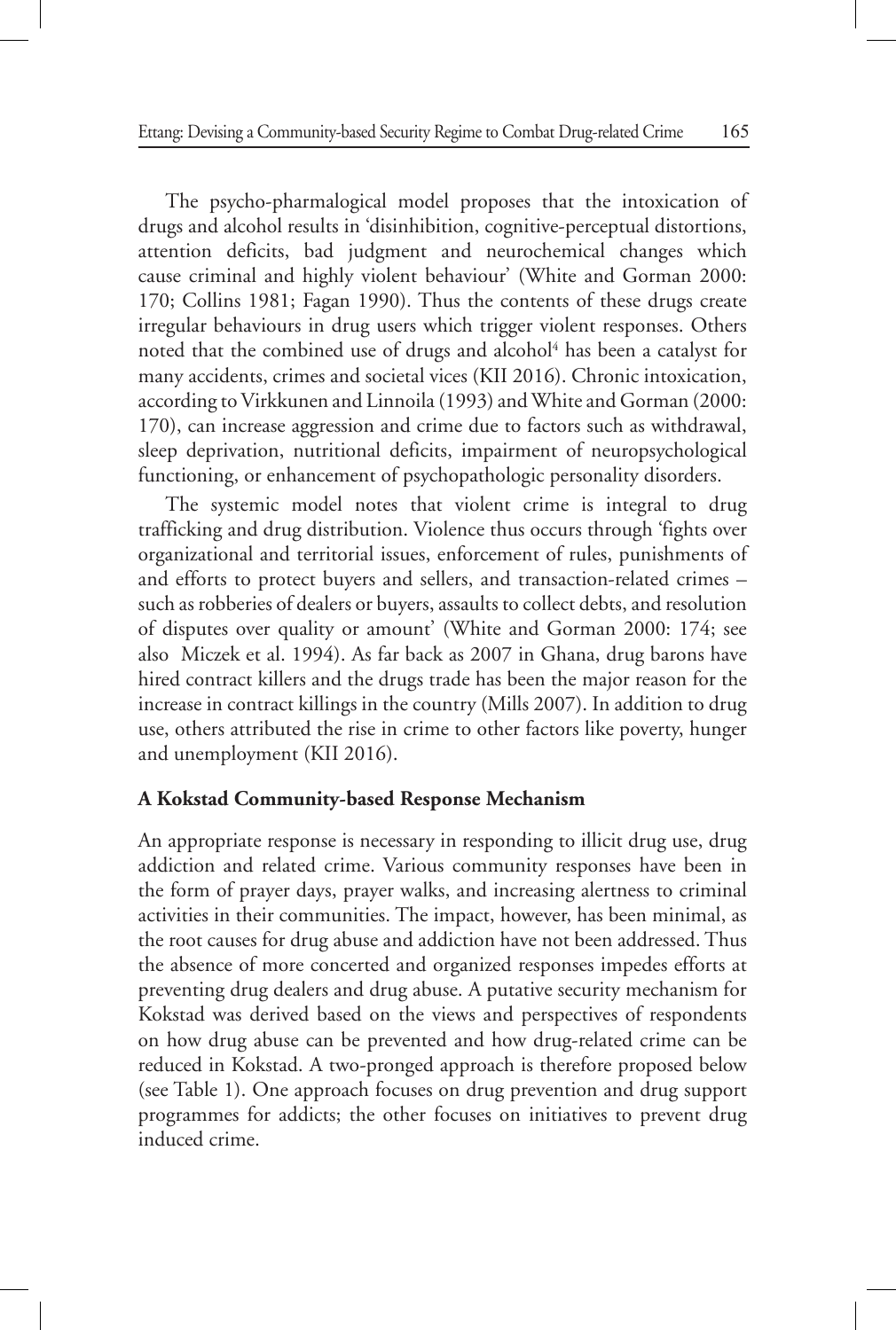The psycho-pharmalogical model proposes that the intoxication of drugs and alcohol results in 'disinhibition, cognitive-perceptual distortions, attention deficits, bad judgment and neurochemical changes which cause criminal and highly violent behaviour' (White and Gorman 2000: 170; Collins 1981; Fagan 1990). Thus the contents of these drugs create irregular behaviours in drug users which trigger violent responses. Others noted that the combined use of drugs and alcohol[4] has been a catalyst for many accidents, crimes and societal vices (KII 2016). Chronic intoxication, according to Virkkunen and Linnoila (1993) and White and Gorman (2000: 170), can increase aggression and crime due to factors such as withdrawal, sleep deprivation, nutritional deficits, impairment of neuropsychological functioning, or enhancement of psychopathologic personality disorders.

The systemic model notes that violent crime is integral to drug trafficking and drug distribution. Violence thus occurs through 'fights over organizational and territorial issues, enforcement of rules, punishments of and efforts to protect buyers and sellers, and transaction-related crimes – such as robberies of dealers or buyers, assaults to collect debts, and resolution of disputes over quality or amount' (White and Gorman 2000: 174; see also Miczek et al. 1994). As far back as 2007 in Ghana, drug barons have hired contract killers and the drugs trade has been the major reason for the increase in contract killings in the country (Mills 2007). In addition to drug use, others attributed the rise in crime to other factors like poverty, hunger and unemployment (KII 2016).

**A Kokstad Community-based Response Mechanism**

An appropriate response is necessary in responding to illicit drug use, drug addiction and related crime. Various community responses have been in the form of prayer days, prayer walks, and increasing alertness to criminal activities in their communities. The impact, however, has been minimal, as the root causes for drug abuse and addiction have not been addressed. Thus the absence of more concerted and organized responses impedes efforts at preventing drug dealers and drug abuse. A putative security mechanism for Kokstad was derived based on the views and perspectives of respondents on how drug abuse can be prevented and how drug-related crime can be reduced in Kokstad. A two-pronged approach is therefore proposed below (see Table 1). One approach focuses on drug prevention and drug support programmes for addicts; the other focuses on initiatives to prevent drug induced crime.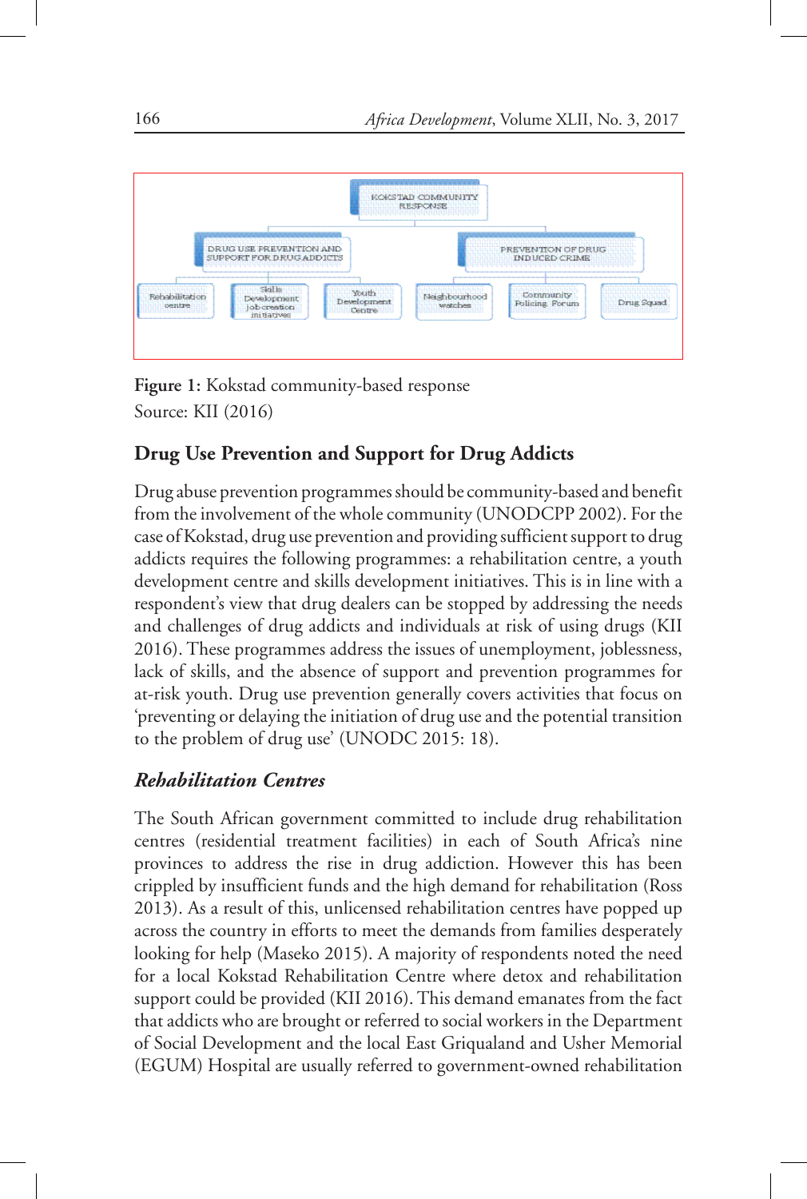KOKSTAD COMMUNITY RESPONSE

- DRUG USE PREVENTION AND SUPPORT FOR DRUG ADDICTS
  - Rehabilitation centre
  - Skills Development job creation initiatives
  - Youth Development Centre
- PREVENTION OF DRUG INDUCED CRIME
  - Neighbourhood watches
  - Community Policing Forum
  - Drug Squad

**Figure 1:** Kokstad community-based response
Source: KII (2016)

## Drug Use Prevention and Support for Drug Addicts

Drug abuse prevention programmes should be community-based and benefit from the involvement of the whole community (UNODCPP 2002). For the case of Kokstad, drug use prevention and providing sufficient support to drug addicts requires the following programmes: a rehabilitation centre, a youth development centre and skills development initiatives. This is in line with a respondent's view that drug dealers can be stopped by addressing the needs and challenges of drug addicts and individuals at risk of using drugs (KII 2016). These programmes address the issues of unemployment, joblessness, lack of skills, and the absence of support and prevention programmes for at-risk youth. Drug use prevention generally covers activities that focus on 'preventing or delaying the initiation of drug use and the potential transition to the problem of drug use' (UNODC 2015: 18).

### *Rehabilitation Centres*

The South African government committed to include drug rehabilitation centres (residential treatment facilities) in each of South Africa's nine provinces to address the rise in drug addiction. However this has been crippled by insufficient funds and the high demand for rehabilitation (Ross 2013). As a result of this, unlicensed rehabilitation centres have popped up across the country in efforts to meet the demands from families desperately looking for help (Maseko 2015). A majority of respondents noted the need for a local Kokstad Rehabilitation Centre where detox and rehabilitation support could be provided (KII 2016). This demand emanates from the fact that addicts who are brought or referred to social workers in the Department of Social Development and the local East Griqualand and Usher Memorial (EGUM) Hospital are usually referred to government-owned rehabilitation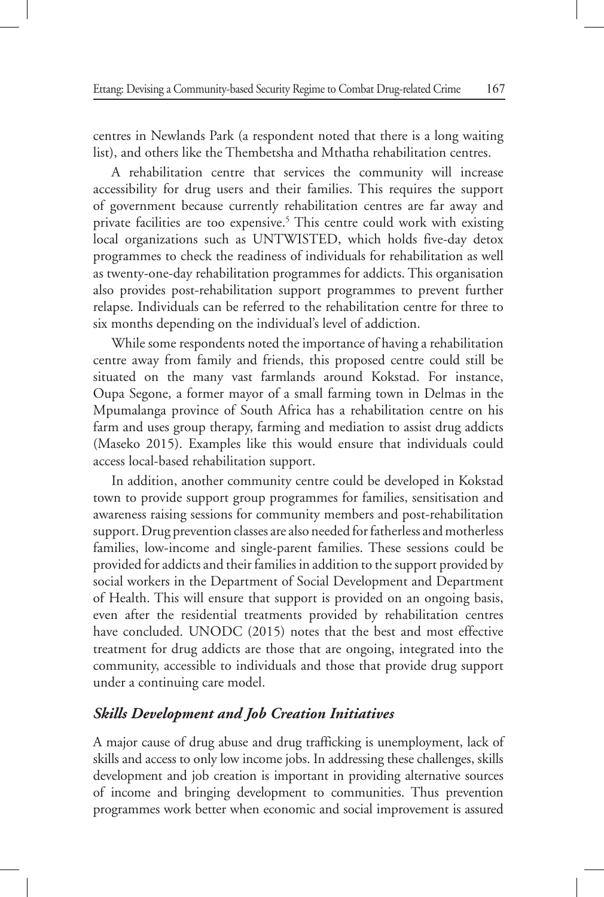centres in Newlands Park (a respondent noted that there is a long waiting list), and others like the Thembetsha and Mthatha rehabilitation centres.

A rehabilitation centre that services the community will increase accessibility for drug users and their families. This requires the support of government because currently rehabilitation centres are far away and private facilities are too expensive.[5] This centre could work with existing local organizations such as UNTWISTED, which holds five-day detox programmes to check the readiness of individuals for rehabilitation as well as twenty-one-day rehabilitation programmes for addicts. This organisation also provides post-rehabilitation support programmes to prevent further relapse. Individuals can be referred to the rehabilitation centre for three to six months depending on the individual's level of addiction.

While some respondents noted the importance of having a rehabilitation centre away from family and friends, this proposed centre could still be situated on the many vast farmlands around Kokstad. For instance, Oupa Segone, a former mayor of a small farming town in Delmas in the Mpumalanga province of South Africa has a rehabilitation centre on his farm and uses group therapy, farming and mediation to assist drug addicts (Maseko 2015). Examples like this would ensure that individuals could access local-based rehabilitation support.

In addition, another community centre could be developed in Kokstad town to provide support group programmes for families, sensitisation and awareness raising sessions for community members and post-rehabilitation support. Drug prevention classes are also needed for fatherless and motherless families, low-income and single-parent families. These sessions could be provided for addicts and their families in addition to the support provided by social workers in the Department of Social Development and Department of Health. This will ensure that support is provided on an ongoing basis, even after the residential treatments provided by rehabilitation centres have concluded. UNODC (2015) notes that the best and most effective treatment for drug addicts are those that are ongoing, integrated into the community, accessible to individuals and those that provide drug support under a continuing care model.

### ***Skills Development and Job Creation Initiatives***

A major cause of drug abuse and drug trafficking is unemployment, lack of skills and access to only low income jobs. In addressing these challenges, skills development and job creation is important in providing alternative sources of income and bringing development to communities. Thus prevention programmes work better when economic and social improvement is assured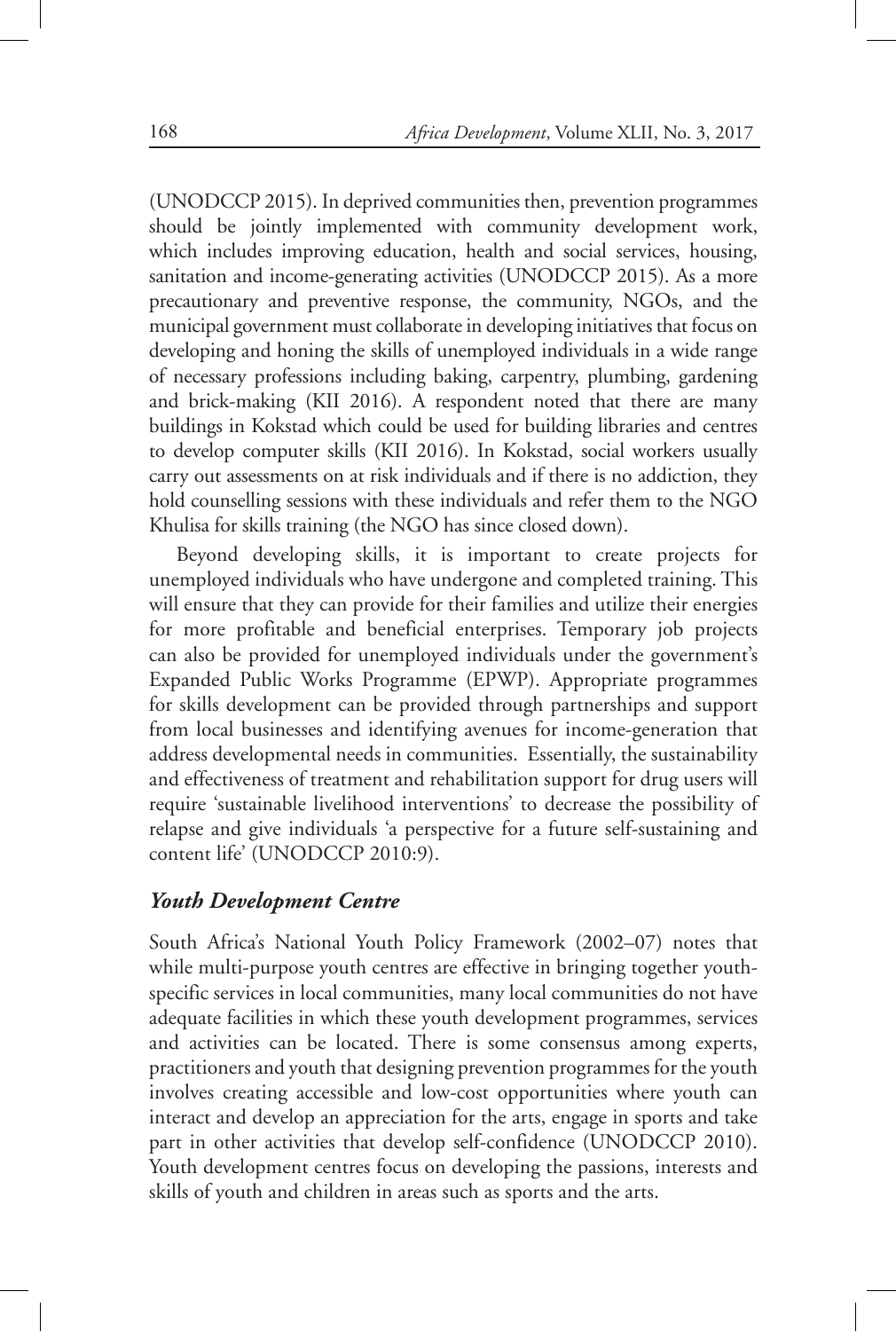(UNODCCP 2015). In deprived communities then, prevention programmes should be jointly implemented with community development work, which includes improving education, health and social services, housing, sanitation and income-generating activities (UNODCCP 2015). As a more precautionary and preventive response, the community, NGOs, and the municipal government must collaborate in developing initiatives that focus on developing and honing the skills of unemployed individuals in a wide range of necessary professions including baking, carpentry, plumbing, gardening and brick-making (KII 2016). A respondent noted that there are many buildings in Kokstad which could be used for building libraries and centres to develop computer skills (KII 2016). In Kokstad, social workers usually carry out assessments on at risk individuals and if there is no addiction, they hold counselling sessions with these individuals and refer them to the NGO Khulisa for skills training (the NGO has since closed down).

Beyond developing skills, it is important to create projects for unemployed individuals who have undergone and completed training. This will ensure that they can provide for their families and utilize their energies for more profitable and beneficial enterprises. Temporary job projects can also be provided for unemployed individuals under the government's Expanded Public Works Programme (EPWP). Appropriate programmes for skills development can be provided through partnerships and support from local businesses and identifying avenues for income-generation that address developmental needs in communities. Essentially, the sustainability and effectiveness of treatment and rehabilitation support for drug users will require 'sustainable livelihood interventions' to decrease the possibility of relapse and give individuals 'a perspective for a future self-sustaining and content life' (UNODCCP 2010:9).

### *Youth Development Centre*

South Africa's National Youth Policy Framework (2002–07) notes that while multi-purpose youth centres are effective in bringing together youth-specific services in local communities, many local communities do not have adequate facilities in which these youth development programmes, services and activities can be located. There is some consensus among experts, practitioners and youth that designing prevention programmes for the youth involves creating accessible and low-cost opportunities where youth can interact and develop an appreciation for the arts, engage in sports and take part in other activities that develop self-confidence (UNODCCP 2010). Youth development centres focus on developing the passions, interests and skills of youth and children in areas such as sports and the arts.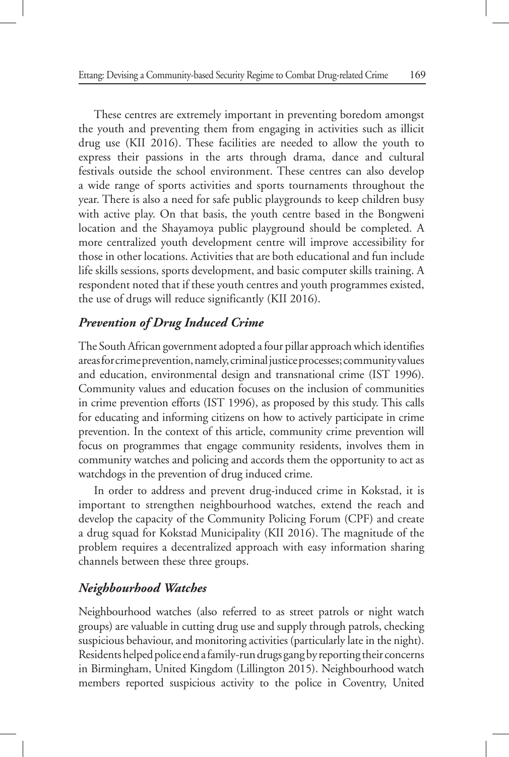These centres are extremely important in preventing boredom amongst the youth and preventing them from engaging in activities such as illicit drug use (KII 2016). These facilities are needed to allow the youth to express their passions in the arts through drama, dance and cultural festivals outside the school environment. These centres can also develop a wide range of sports activities and sports tournaments throughout the year. There is also a need for safe public playgrounds to keep children busy with active play. On that basis, the youth centre based in the Bongweni location and the Shayamoya public playground should be completed. A more centralized youth development centre will improve accessibility for those in other locations. Activities that are both educational and fun include life skills sessions, sports development, and basic computer skills training. A respondent noted that if these youth centres and youth programmes existed, the use of drugs will reduce significantly (KII 2016).

### *Prevention of Drug Induced Crime*

The South African government adopted a four pillar approach which identifies areas for crime prevention, namely, criminal justice processes; community values and education, environmental design and transnational crime (IST 1996). Community values and education focuses on the inclusion of communities in crime prevention efforts (IST 1996), as proposed by this study. This calls for educating and informing citizens on how to actively participate in crime prevention. In the context of this article, community crime prevention will focus on programmes that engage community residents, involves them in community watches and policing and accords them the opportunity to act as watchdogs in the prevention of drug induced crime.

In order to address and prevent drug-induced crime in Kokstad, it is important to strengthen neighbourhood watches, extend the reach and develop the capacity of the Community Policing Forum (CPF) and create a drug squad for Kokstad Municipality (KII 2016). The magnitude of the problem requires a decentralized approach with easy information sharing channels between these three groups.

### *Neighbourhood Watches*

Neighbourhood watches (also referred to as street patrols or night watch groups) are valuable in cutting drug use and supply through patrols, checking suspicious behaviour, and monitoring activities (particularly late in the night). Residents helped police end a family-run drugs gang by reporting their concerns in Birmingham, United Kingdom (Lillington 2015). Neighbourhood watch members reported suspicious activity to the police in Coventry, United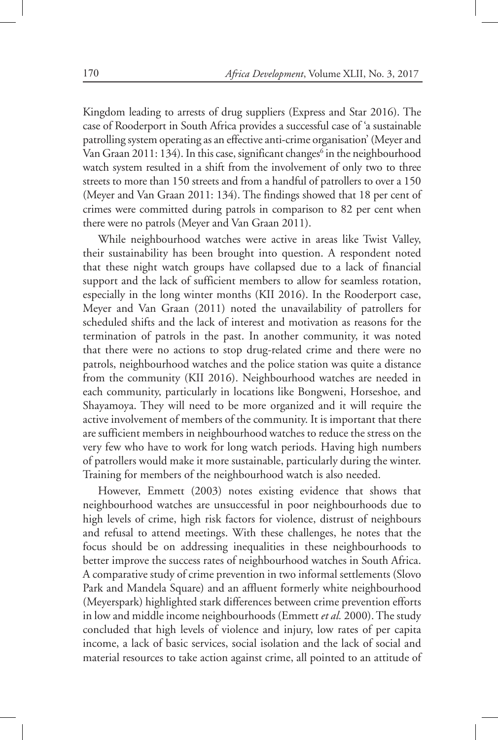Kingdom leading to arrests of drug suppliers (Express and Star 2016). The case of Rooderport in South Africa provides a successful case of 'a sustainable patrolling system operating as an effective anti-crime organisation' (Meyer and Van Graan 2011: 134). In this case, significant changes[6] in the neighbourhood watch system resulted in a shift from the involvement of only two to three streets to more than 150 streets and from a handful of patrollers to over a 150 (Meyer and Van Graan 2011: 134). The findings showed that 18 per cent of crimes were committed during patrols in comparison to 82 per cent when there were no patrols (Meyer and Van Graan 2011).

While neighbourhood watches were active in areas like Twist Valley, their sustainability has been brought into question. A respondent noted that these night watch groups have collapsed due to a lack of financial support and the lack of sufficient members to allow for seamless rotation, especially in the long winter months (KII 2016). In the Rooderport case, Meyer and Van Graan (2011) noted the unavailability of patrollers for scheduled shifts and the lack of interest and motivation as reasons for the termination of patrols in the past. In another community, it was noted that there were no actions to stop drug-related crime and there were no patrols, neighbourhood watches and the police station was quite a distance from the community (KII 2016). Neighbourhood watches are needed in each community, particularly in locations like Bongweni, Horseshoe, and Shayamoya. They will need to be more organized and it will require the active involvement of members of the community. It is important that there are sufficient members in neighbourhood watches to reduce the stress on the very few who have to work for long watch periods. Having high numbers of patrollers would make it more sustainable, particularly during the winter. Training for members of the neighbourhood watch is also needed.

However, Emmett (2003) notes existing evidence that shows that neighbourhood watches are unsuccessful in poor neighbourhoods due to high levels of crime, high risk factors for violence, distrust of neighbours and refusal to attend meetings. With these challenges, he notes that the focus should be on addressing inequalities in these neighbourhoods to better improve the success rates of neighbourhood watches in South Africa. A comparative study of crime prevention in two informal settlements (Slovo Park and Mandela Square) and an affluent formerly white neighbourhood (Meyerspark) highlighted stark differences between crime prevention efforts in low and middle income neighbourhoods (Emmett *et al.* 2000). The study concluded that high levels of violence and injury, low rates of per capita income, a lack of basic services, social isolation and the lack of social and material resources to take action against crime, all pointed to an attitude of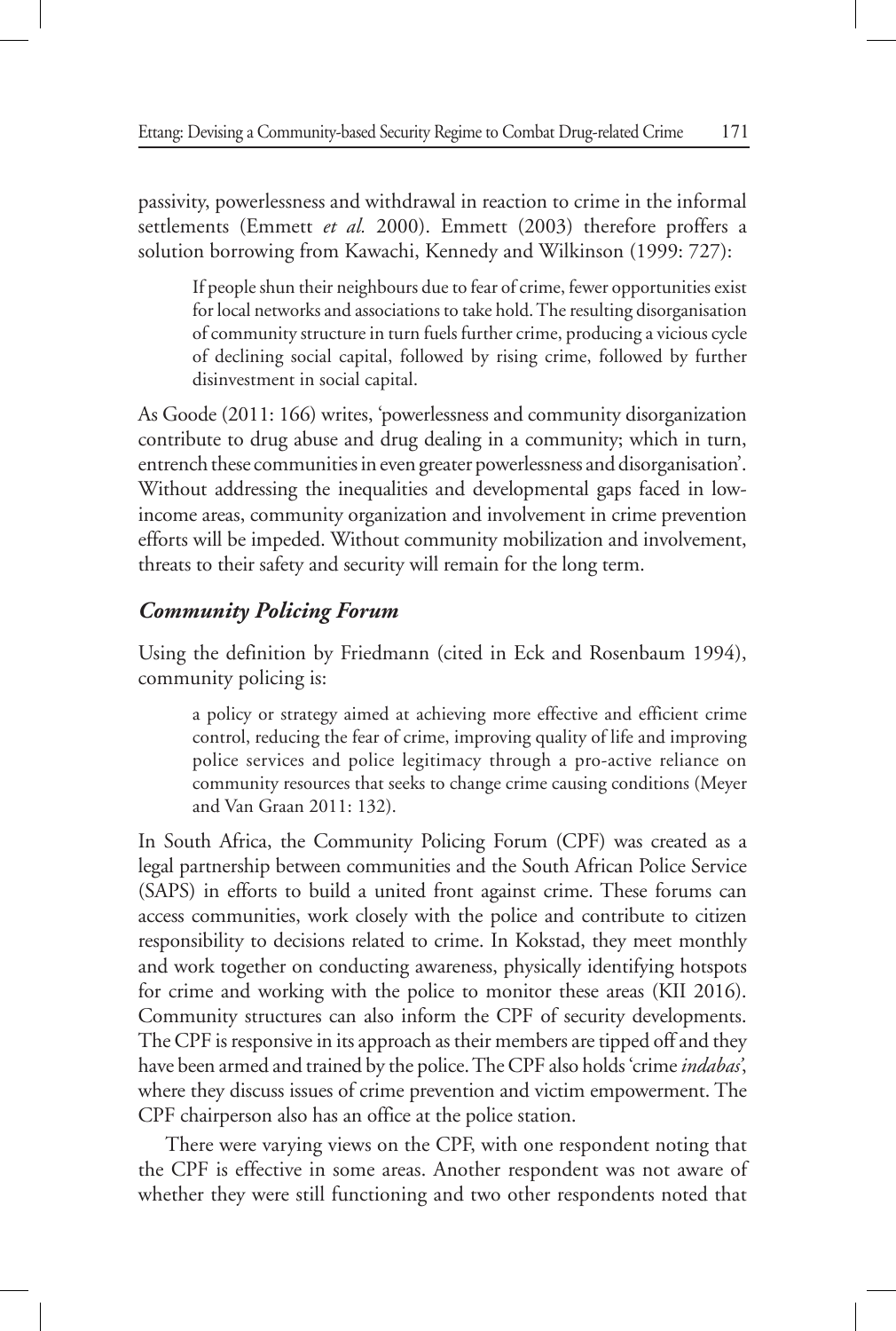passivity, powerlessness and withdrawal in reaction to crime in the informal settlements (Emmett *et al.* 2000). Emmett (2003) therefore proffers a solution borrowing from Kawachi, Kennedy and Wilkinson (1999: 727):

> If people shun their neighbours due to fear of crime, fewer opportunities exist for local networks and associations to take hold. The resulting disorganisation of community structure in turn fuels further crime, producing a vicious cycle of declining social capital, followed by rising crime, followed by further disinvestment in social capital.

As Goode (2011: 166) writes, 'powerlessness and community disorganization contribute to drug abuse and drug dealing in a community; which in turn, entrench these communities in even greater powerlessness and disorganisation'. Without addressing the inequalities and developmental gaps faced in low-income areas, community organization and involvement in crime prevention efforts will be impeded. Without community mobilization and involvement, threats to their safety and security will remain for the long term.

### *Community Policing Forum*

Using the definition by Friedmann (cited in Eck and Rosenbaum 1994), community policing is:

> a policy or strategy aimed at achieving more effective and efficient crime control, reducing the fear of crime, improving quality of life and improving police services and police legitimacy through a pro-active reliance on community resources that seeks to change crime causing conditions (Meyer and Van Graan 2011: 132).

In South Africa, the Community Policing Forum (CPF) was created as a legal partnership between communities and the South African Police Service (SAPS) in efforts to build a united front against crime. These forums can access communities, work closely with the police and contribute to citizen responsibility to decisions related to crime. In Kokstad, they meet monthly and work together on conducting awareness, physically identifying hotspots for crime and working with the police to monitor these areas (KII 2016). Community structures can also inform the CPF of security developments. The CPF is responsive in its approach as their members are tipped off and they have been armed and trained by the police. The CPF also holds 'crime *indabas*', where they discuss issues of crime prevention and victim empowerment. The CPF chairperson also has an office at the police station.

There were varying views on the CPF, with one respondent noting that the CPF is effective in some areas. Another respondent was not aware of whether they were still functioning and two other respondents noted that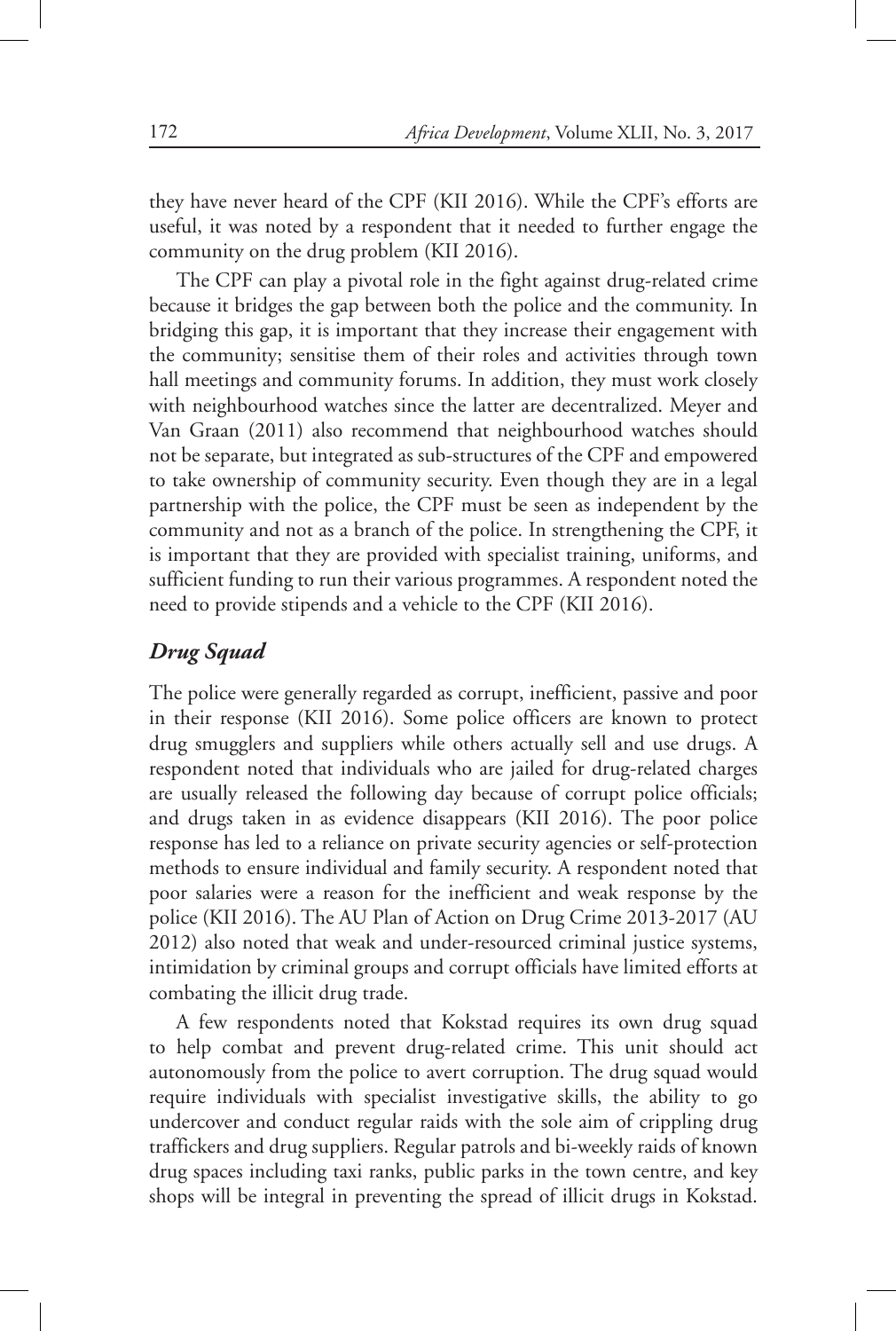they have never heard of the CPF (KII 2016). While the CPF's efforts are useful, it was noted by a respondent that it needed to further engage the community on the drug problem (KII 2016).

The CPF can play a pivotal role in the fight against drug-related crime because it bridges the gap between both the police and the community. In bridging this gap, it is important that they increase their engagement with the community; sensitise them of their roles and activities through town hall meetings and community forums. In addition, they must work closely with neighbourhood watches since the latter are decentralized. Meyer and Van Graan (2011) also recommend that neighbourhood watches should not be separate, but integrated as sub-structures of the CPF and empowered to take ownership of community security. Even though they are in a legal partnership with the police, the CPF must be seen as independent by the community and not as a branch of the police. In strengthening the CPF, it is important that they are provided with specialist training, uniforms, and sufficient funding to run their various programmes. A respondent noted the need to provide stipends and a vehicle to the CPF (KII 2016).

### *Drug Squad*

The police were generally regarded as corrupt, inefficient, passive and poor in their response (KII 2016). Some police officers are known to protect drug smugglers and suppliers while others actually sell and use drugs. A respondent noted that individuals who are jailed for drug-related charges are usually released the following day because of corrupt police officials; and drugs taken in as evidence disappears (KII 2016). The poor police response has led to a reliance on private security agencies or self-protection methods to ensure individual and family security. A respondent noted that poor salaries were a reason for the inefficient and weak response by the police (KII 2016). The AU Plan of Action on Drug Crime 2013-2017 (AU 2012) also noted that weak and under-resourced criminal justice systems, intimidation by criminal groups and corrupt officials have limited efforts at combating the illicit drug trade.

A few respondents noted that Kokstad requires its own drug squad to help combat and prevent drug-related crime. This unit should act autonomously from the police to avert corruption. The drug squad would require individuals with specialist investigative skills, the ability to go undercover and conduct regular raids with the sole aim of crippling drug traffickers and drug suppliers. Regular patrols and bi-weekly raids of known drug spaces including taxi ranks, public parks in the town centre, and key shops will be integral in preventing the spread of illicit drugs in Kokstad.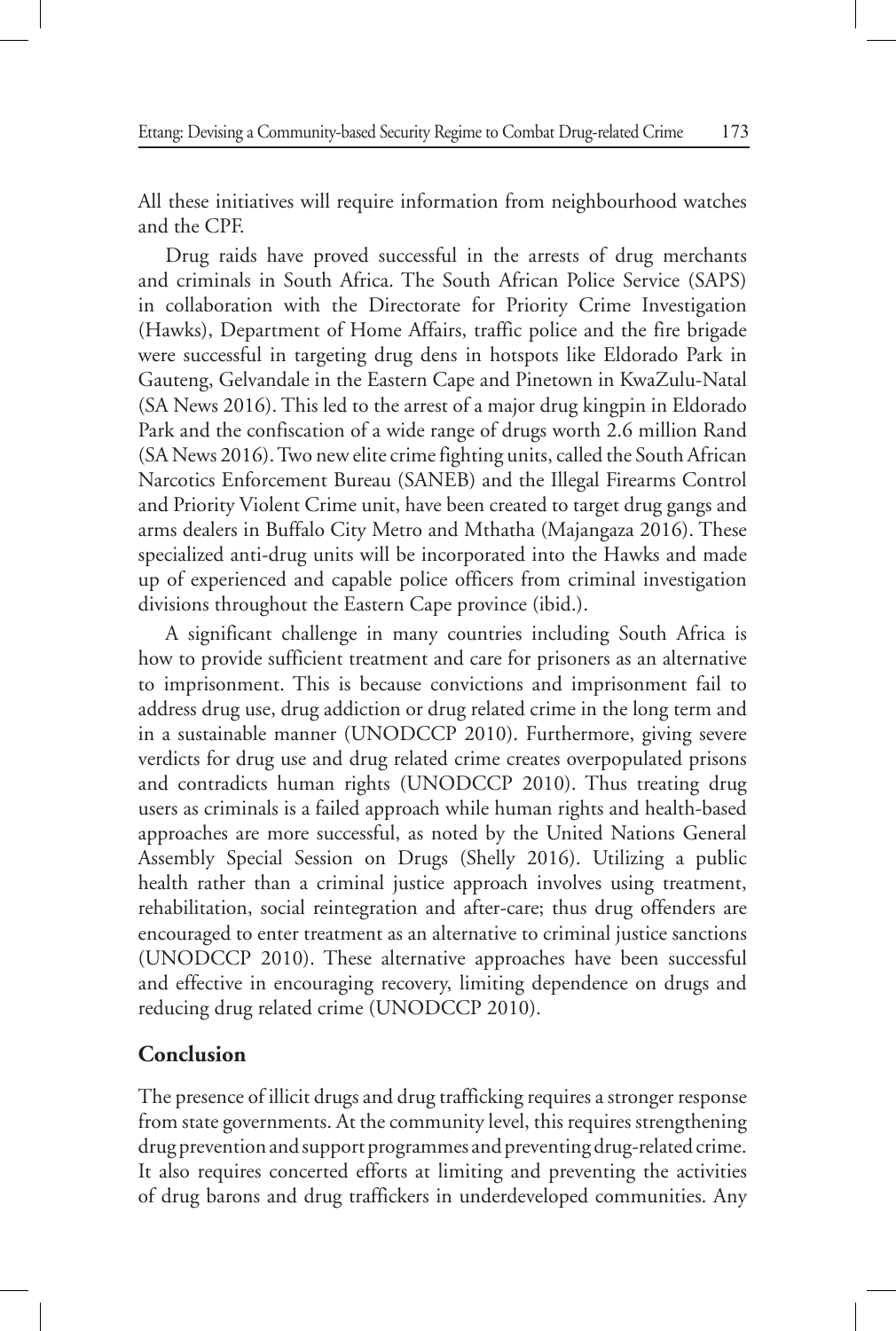All these initiatives will require information from neighbourhood watches and the CPF.

Drug raids have proved successful in the arrests of drug merchants and criminals in South Africa. The South African Police Service (SAPS) in collaboration with the Directorate for Priority Crime Investigation (Hawks), Department of Home Affairs, traffic police and the fire brigade were successful in targeting drug dens in hotspots like Eldorado Park in Gauteng, Gelvandale in the Eastern Cape and Pinetown in KwaZulu-Natal (SA News 2016). This led to the arrest of a major drug kingpin in Eldorado Park and the confiscation of a wide range of drugs worth 2.6 million Rand (SA News 2016). Two new elite crime fighting units, called the South African Narcotics Enforcement Bureau (SANEB) and the Illegal Firearms Control and Priority Violent Crime unit, have been created to target drug gangs and arms dealers in Buffalo City Metro and Mthatha (Majangaza 2016). These specialized anti-drug units will be incorporated into the Hawks and made up of experienced and capable police officers from criminal investigation divisions throughout the Eastern Cape province (ibid.).

A significant challenge in many countries including South Africa is how to provide sufficient treatment and care for prisoners as an alternative to imprisonment. This is because convictions and imprisonment fail to address drug use, drug addiction or drug related crime in the long term and in a sustainable manner (UNODCCP 2010). Furthermore, giving severe verdicts for drug use and drug related crime creates overpopulated prisons and contradicts human rights (UNODCCP 2010). Thus treating drug users as criminals is a failed approach while human rights and health-based approaches are more successful, as noted by the United Nations General Assembly Special Session on Drugs (Shelly 2016). Utilizing a public health rather than a criminal justice approach involves using treatment, rehabilitation, social reintegration and after-care; thus drug offenders are encouraged to enter treatment as an alternative to criminal justice sanctions (UNODCCP 2010). These alternative approaches have been successful and effective in encouraging recovery, limiting dependence on drugs and reducing drug related crime (UNODCCP 2010).

## Conclusion

The presence of illicit drugs and drug trafficking requires a stronger response from state governments. At the community level, this requires strengthening drug prevention and support programmes and preventing drug-related crime. It also requires concerted efforts at limiting and preventing the activities of drug barons and drug traffickers in underdeveloped communities. Any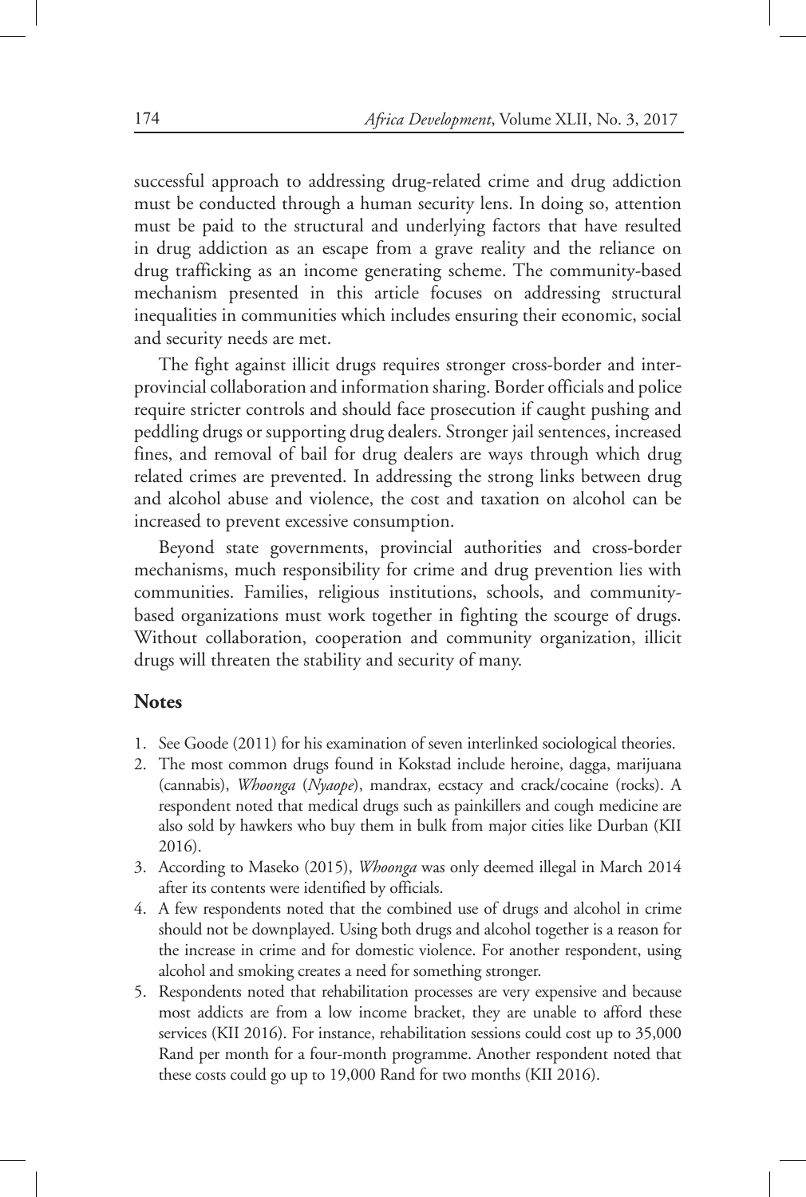successful approach to addressing drug-related crime and drug addiction must be conducted through a human security lens. In doing so, attention must be paid to the structural and underlying factors that have resulted in drug addiction as an escape from a grave reality and the reliance on drug trafficking as an income generating scheme. The community-based mechanism presented in this article focuses on addressing structural inequalities in communities which includes ensuring their economic, social and security needs are met.

The fight against illicit drugs requires stronger cross-border and inter-provincial collaboration and information sharing. Border officials and police require stricter controls and should face prosecution if caught pushing and peddling drugs or supporting drug dealers. Stronger jail sentences, increased fines, and removal of bail for drug dealers are ways through which drug related crimes are prevented. In addressing the strong links between drug and alcohol abuse and violence, the cost and taxation on alcohol can be increased to prevent excessive consumption.

Beyond state governments, provincial authorities and cross-border mechanisms, much responsibility for crime and drug prevention lies with communities. Families, religious institutions, schools, and community-based organizations must work together in fighting the scourge of drugs. Without collaboration, cooperation and community organization, illicit drugs will threaten the stability and security of many.

## Notes

1. See Goode (2011) for his examination of seven interlinked sociological theories.
2. The most common drugs found in Kokstad include heroine, dagga, marijuana (cannabis), *Whoonga* (*Nyaope*), mandrax, ecstacy and crack/cocaine (rocks). A respondent noted that medical drugs such as painkillers and cough medicine are also sold by hawkers who buy them in bulk from major cities like Durban (KII 2016).
3. According to Maseko (2015), *Whoonga* was only deemed illegal in March 2014 after its contents were identified by officials.
4. A few respondents noted that the combined use of drugs and alcohol in crime should not be downplayed. Using both drugs and alcohol together is a reason for the increase in crime and for domestic violence. For another respondent, using alcohol and smoking creates a need for something stronger.
5. Respondents noted that rehabilitation processes are very expensive and because most addicts are from a low income bracket, they are unable to afford these services (KII 2016). For instance, rehabilitation sessions could cost up to 35,000 Rand per month for a four-month programme. Another respondent noted that these costs could go up to 19,000 Rand for two months (KII 2016).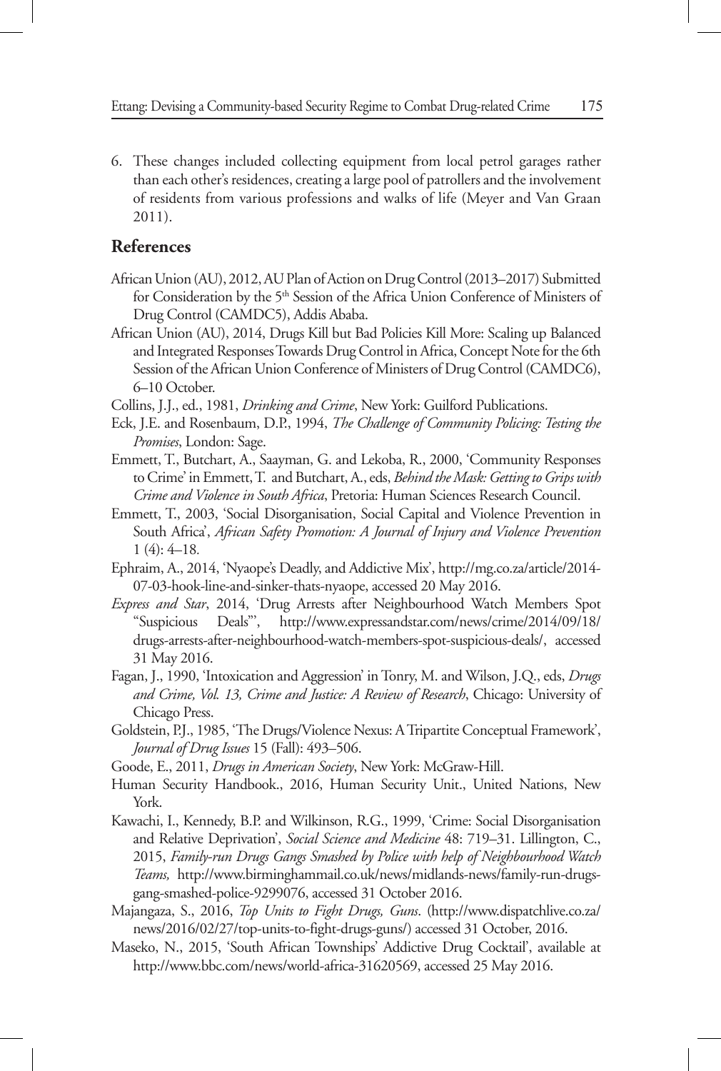6. These changes included collecting equipment from local petrol garages rather than each other's residences, creating a large pool of patrollers and the involvement of residents from various professions and walks of life (Meyer and Van Graan 2011).

## References

African Union (AU), 2012, AU Plan of Action on Drug Control (2013–2017) Submitted for Consideration by the 5th Session of the Africa Union Conference of Ministers of Drug Control (CAMDC5), Addis Ababa.

African Union (AU), 2014, Drugs Kill but Bad Policies Kill More: Scaling up Balanced and Integrated Responses Towards Drug Control in Africa, Concept Note for the 6th Session of the African Union Conference of Ministers of Drug Control (CAMDC6), 6–10 October.

Collins, J.J., ed., 1981, *Drinking and Crime*, New York: Guilford Publications.

Eck, J.E. and Rosenbaum, D.P., 1994, *The Challenge of Community Policing: Testing the Promises*, London: Sage.

Emmett, T., Butchart, A., Saayman, G. and Lekoba, R., 2000, 'Community Responses to Crime' in Emmett, T. and Butchart, A., eds, *Behind the Mask: Getting to Grips with Crime and Violence in South Africa*, Pretoria: Human Sciences Research Council.

Emmett, T., 2003, 'Social Disorganisation, Social Capital and Violence Prevention in South Africa', *African Safety Promotion: A Journal of Injury and Violence Prevention* 1 (4): 4–18.

Ephraim, A., 2014, 'Nyaope's Deadly, and Addictive Mix', http://mg.co.za/article/2014-07-03-hook-line-and-sinker-thats-nyaope, accessed 20 May 2016.

*Express and Star*, 2014, 'Drug Arrests after Neighbourhood Watch Members Spot "Suspicious Deals"', http://www.expressandstar.com/news/crime/2014/09/18/drugs-arrests-after-neighbourhood-watch-members-spot-suspicious-deals/, accessed 31 May 2016.

Fagan, J., 1990, 'Intoxication and Aggression' in Tonry, M. and Wilson, J.Q., eds, *Drugs and Crime, Vol. 13, Crime and Justice: A Review of Research*, Chicago: University of Chicago Press.

Goldstein, P.J., 1985, 'The Drugs/Violence Nexus: A Tripartite Conceptual Framework', *Journal of Drug Issues* 15 (Fall): 493–506.

Goode, E., 2011, *Drugs in American Society*, New York: McGraw-Hill.

Human Security Handbook., 2016, Human Security Unit., United Nations, New York.

Kawachi, I., Kennedy, B.P. and Wilkinson, R.G., 1999, 'Crime: Social Disorganisation and Relative Deprivation', *Social Science and Medicine* 48: 719–31. Lillington, C., 2015, *Family-run Drugs Gangs Smashed by Police with help of Neighbourhood Watch Teams,* http://www.birminghammail.co.uk/news/midlands-news/family-run-drugs-gang-smashed-police-9299076, accessed 31 October 2016.

Majangaza, S., 2016, *Top Units to Fight Drugs, Guns*. (http://www.dispatchlive.co.za/news/2016/02/27/top-units-to-fight-drugs-guns/) accessed 31 October, 2016.

Maseko, N., 2015, 'South African Townships' Addictive Drug Cocktail', available at http://www.bbc.com/news/world-africa-31620569, accessed 25 May 2016.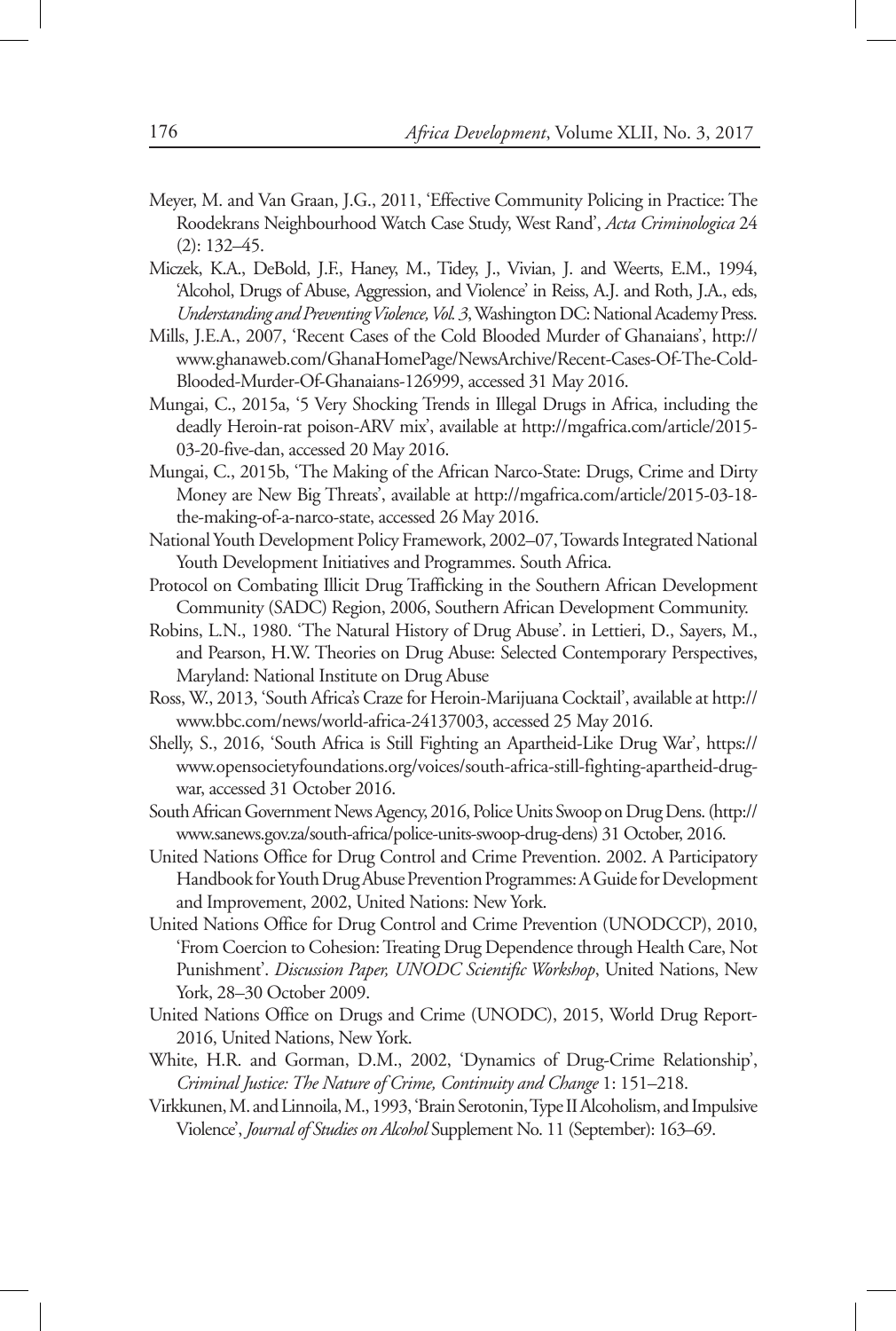Meyer, M. and Van Graan, J.G., 2011, 'Effective Community Policing in Practice: The Roodekrans Neighbourhood Watch Case Study, West Rand', *Acta Criminologica* 24 (2): 132–45.

Miczek, K.A., DeBold, J.F., Haney, M., Tidey, J., Vivian, J. and Weerts, E.M., 1994, 'Alcohol, Drugs of Abuse, Aggression, and Violence' in Reiss, A.J. and Roth, J.A., eds, *Understanding and Preventing Violence, Vol. 3*, Washington DC: National Academy Press.

Mills, J.E.A., 2007, 'Recent Cases of the Cold Blooded Murder of Ghanaians', http://www.ghanaweb.com/GhanaHomePage/NewsArchive/Recent-Cases-Of-The-Cold-Blooded-Murder-Of-Ghanaians-126999, accessed 31 May 2016.

Mungai, C., 2015a, '5 Very Shocking Trends in Illegal Drugs in Africa, including the deadly Heroin-rat poison-ARV mix', available at http://mgafrica.com/article/2015-03-20-five-dan, accessed 20 May 2016.

Mungai, C., 2015b, 'The Making of the African Narco-State: Drugs, Crime and Dirty Money are New Big Threats', available at http://mgafrica.com/article/2015-03-18-the-making-of-a-narco-state, accessed 26 May 2016.

National Youth Development Policy Framework, 2002–07, Towards Integrated National Youth Development Initiatives and Programmes. South Africa.

Protocol on Combating Illicit Drug Trafficking in the Southern African Development Community (SADC) Region, 2006, Southern African Development Community.

Robins, L.N., 1980. 'The Natural History of Drug Abuse'. in Lettieri, D., Sayers, M., and Pearson, H.W. Theories on Drug Abuse: Selected Contemporary Perspectives, Maryland: National Institute on Drug Abuse

Ross, W., 2013, 'South Africa's Craze for Heroin-Marijuana Cocktail', available at http://www.bbc.com/news/world-africa-24137003, accessed 25 May 2016.

Shelly, S., 2016, 'South Africa is Still Fighting an Apartheid-Like Drug War', https://www.opensocietyfoundations.org/voices/south-africa-still-fighting-apartheid-drug-war, accessed 31 October 2016.

South African Government News Agency, 2016, Police Units Swoop on Drug Dens. (http://www.sanews.gov.za/south-africa/police-units-swoop-drug-dens) 31 October, 2016.

United Nations Office for Drug Control and Crime Prevention. 2002. A Participatory Handbook for Youth Drug Abuse Prevention Programmes: A Guide for Development and Improvement, 2002, United Nations: New York.

United Nations Office for Drug Control and Crime Prevention (UNODCCP), 2010, 'From Coercion to Cohesion: Treating Drug Dependence through Health Care, Not Punishment'. *Discussion Paper, UNODC Scientific Workshop*, United Nations, New York, 28–30 October 2009.

United Nations Office on Drugs and Crime (UNODC), 2015, World Drug Report-2016, United Nations, New York.

White, H.R. and Gorman, D.M., 2002, 'Dynamics of Drug-Crime Relationship', *Criminal Justice: The Nature of Crime, Continuity and Change* 1: 151–218.

Virkkunen, M. and Linnoila, M., 1993, 'Brain Serotonin, Type II Alcoholism, and Impulsive Violence', *Journal of Studies on Alcohol* Supplement No. 11 (September): 163–69.